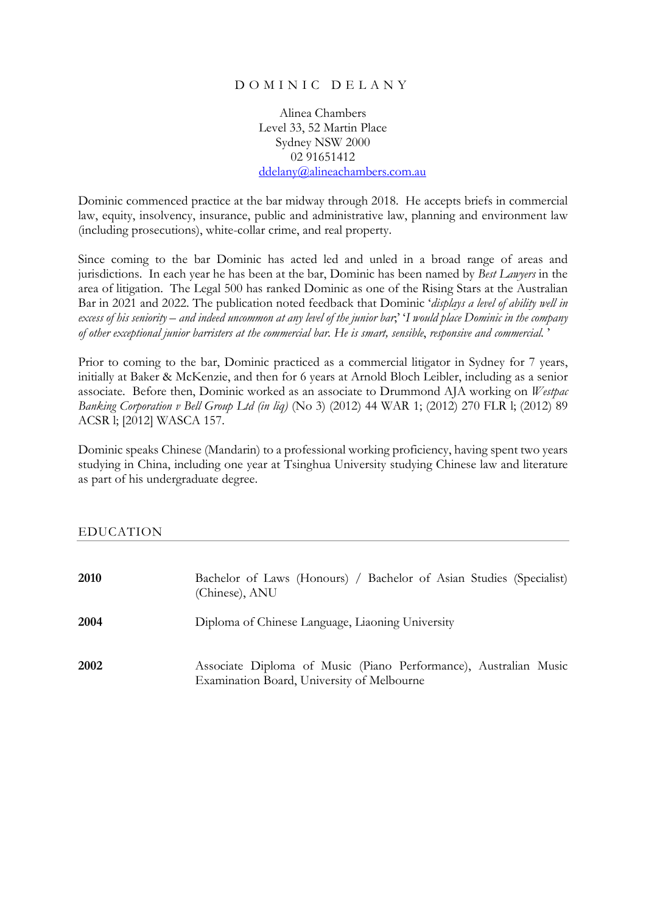# DOMINIC DELANY

Alinea Chambers
Level 33, 52 Martin Place
Sydney NSW 2000
02 91651412
[ddelany@alineachambers.com.au](mailto:ddelany@alineachambers.com.au)

Dominic commenced practice at the bar midway through 2018. He accepts briefs in commercial law, equity, insolvency, insurance, public and administrative law, planning and environment law (including prosecutions), white-collar crime, and real property.

Since coming to the bar Dominic has acted led and unled in a broad range of areas and jurisdictions. In each year he has been at the bar, Dominic has been named by *Best Lawyers* in the area of litigation. The Legal 500 has ranked Dominic as one of the Rising Stars at the Australian Bar in 2021 and 2022. The publication noted feedback that Dominic '*displays a level of ability well in excess of his seniority – and indeed uncommon at any level of the junior bar*;' '*I would place Dominic in the company of other exceptional junior barristers at the commercial bar. He is smart, sensible, responsive and commercial.*'

Prior to coming to the bar, Dominic practiced as a commercial litigator in Sydney for 7 years, initially at Baker & McKenzie, and then for 6 years at Arnold Bloch Leibler, including as a senior associate. Before then, Dominic worked as an associate to Drummond AJA working on *Westpac Banking Corporation v Bell Group Ltd (in liq)* (No 3) (2012) 44 WAR 1; (2012) 270 FLR l; (2012) 89 ACSR l; [2012] WASCA 157.

Dominic speaks Chinese (Mandarin) to a professional working proficiency, having spent two years studying in China, including one year at Tsinghua University studying Chinese law and literature as part of his undergraduate degree.

## EDUCATION

| | |
|---|---|
| **2010** | Bachelor of Laws (Honours) / Bachelor of Asian Studies (Specialist) (Chinese), ANU |
| **2004** | Diploma of Chinese Language, Liaoning University |
| **2002** | Associate Diploma of Music (Piano Performance), Australian Music Examination Board, University of Melbourne |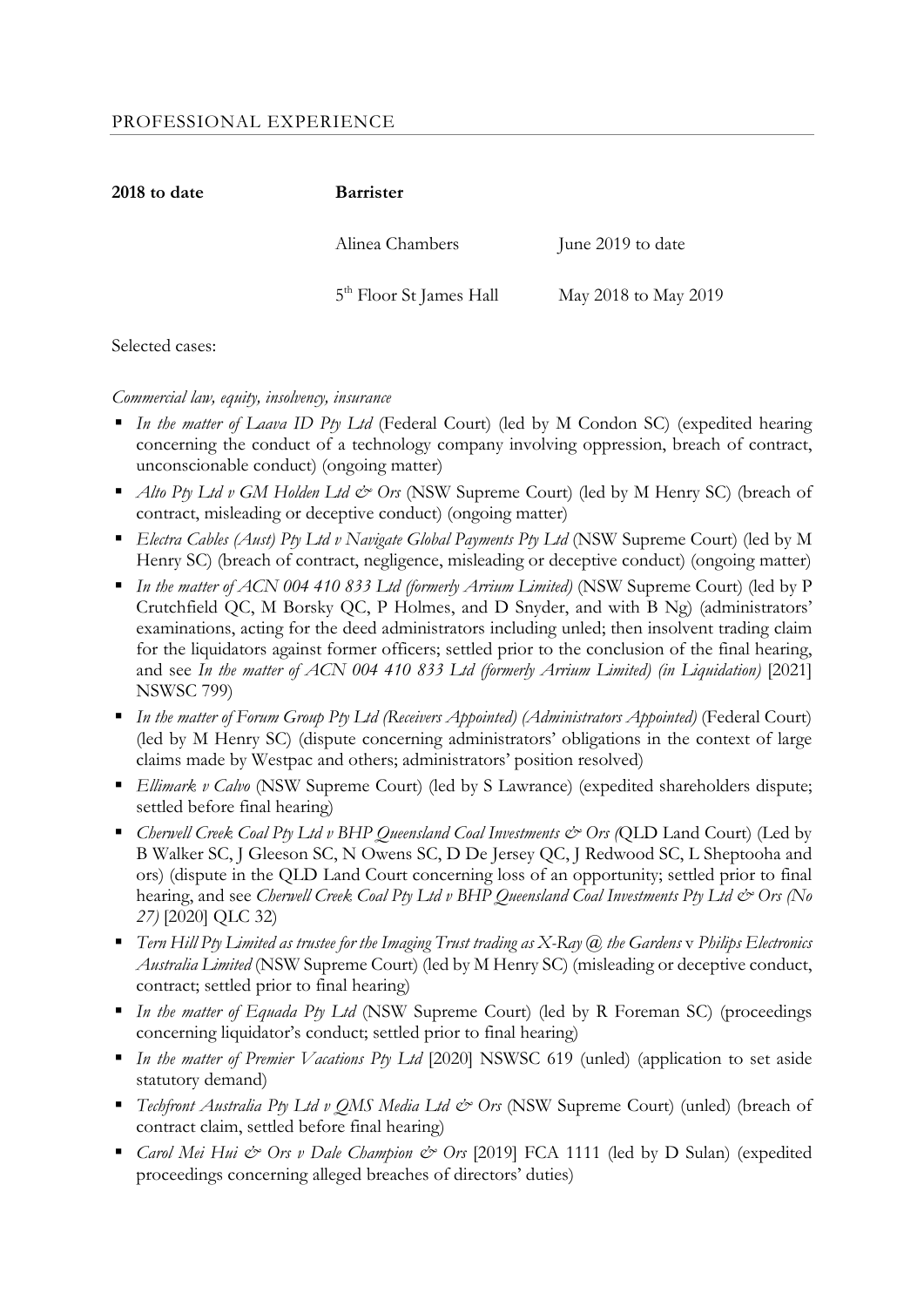## PROFESSIONAL EXPERIENCE

| | | |
|---|---|---|
| **2018 to date** | **Barrister** | |
| | Alinea Chambers | June 2019 to date |
| | 5th Floor St James Hall | May 2018 to May 2019 |

Selected cases:

*Commercial law, equity, insolvency, insurance*

- *In the matter of Laava ID Pty Ltd* (Federal Court) (led by M Condon SC) (expedited hearing concerning the conduct of a technology company involving oppression, breach of contract, unconscionable conduct) (ongoing matter)
- *Alto Pty Ltd v GM Holden Ltd & Ors* (NSW Supreme Court) (led by M Henry SC) (breach of contract, misleading or deceptive conduct) (ongoing matter)
- *Electra Cables (Aust) Pty Ltd v Navigate Global Payments Pty Ltd* (NSW Supreme Court) (led by M Henry SC) (breach of contract, negligence, misleading or deceptive conduct) (ongoing matter)
- *In the matter of ACN 004 410 833 Ltd (formerly Arrium Limited)* (NSW Supreme Court) (led by P Crutchfield QC, M Borsky QC, P Holmes, and D Snyder, and with B Ng) (administrators' examinations, acting for the deed administrators including unled; then insolvent trading claim for the liquidators against former officers; settled prior to the conclusion of the final hearing, and see *In the matter of ACN 004 410 833 Ltd (formerly Arrium Limited) (in Liquidation)* [2021] NSWSC 799)
- *In the matter of Forum Group Pty Ltd (Receivers Appointed) (Administrators Appointed)* (Federal Court) (led by M Henry SC) (dispute concerning administrators' obligations in the context of large claims made by Westpac and others; administrators' position resolved)
- *Ellimark v Calvo* (NSW Supreme Court) (led by S Lawrance) (expedited shareholders dispute; settled before final hearing)
- *Cherwell Creek Coal Pty Ltd v BHP Queensland Coal Investments & Ors* (QLD Land Court) (Led by B Walker SC, J Gleeson SC, N Owens SC, D De Jersey QC, J Redwood SC, L Sheptooha and ors) (dispute in the QLD Land Court concerning loss of an opportunity; settled prior to final hearing, and see *Cherwell Creek Coal Pty Ltd v BHP Queensland Coal Investments Pty Ltd & Ors (No 27)* [2020] QLC 32)
- *Tern Hill Pty Limited as trustee for the Imaging Trust trading as X-Ray @ the Gardens* v *Philips Electronics Australia Limited* (NSW Supreme Court) (led by M Henry SC) (misleading or deceptive conduct, contract; settled prior to final hearing)
- *In the matter of Equada Pty Ltd* (NSW Supreme Court) (led by R Foreman SC) (proceedings concerning liquidator's conduct; settled prior to final hearing)
- *In the matter of Premier Vacations Pty Ltd* [2020] NSWSC 619 (unled) (application to set aside statutory demand)
- *Techfront Australia Pty Ltd v QMS Media Ltd & Ors* (NSW Supreme Court) (unled) (breach of contract claim, settled before final hearing)
- *Carol Mei Hui & Ors v Dale Champion & Ors* [2019] FCA 1111 (led by D Sulan) (expedited proceedings concerning alleged breaches of directors' duties)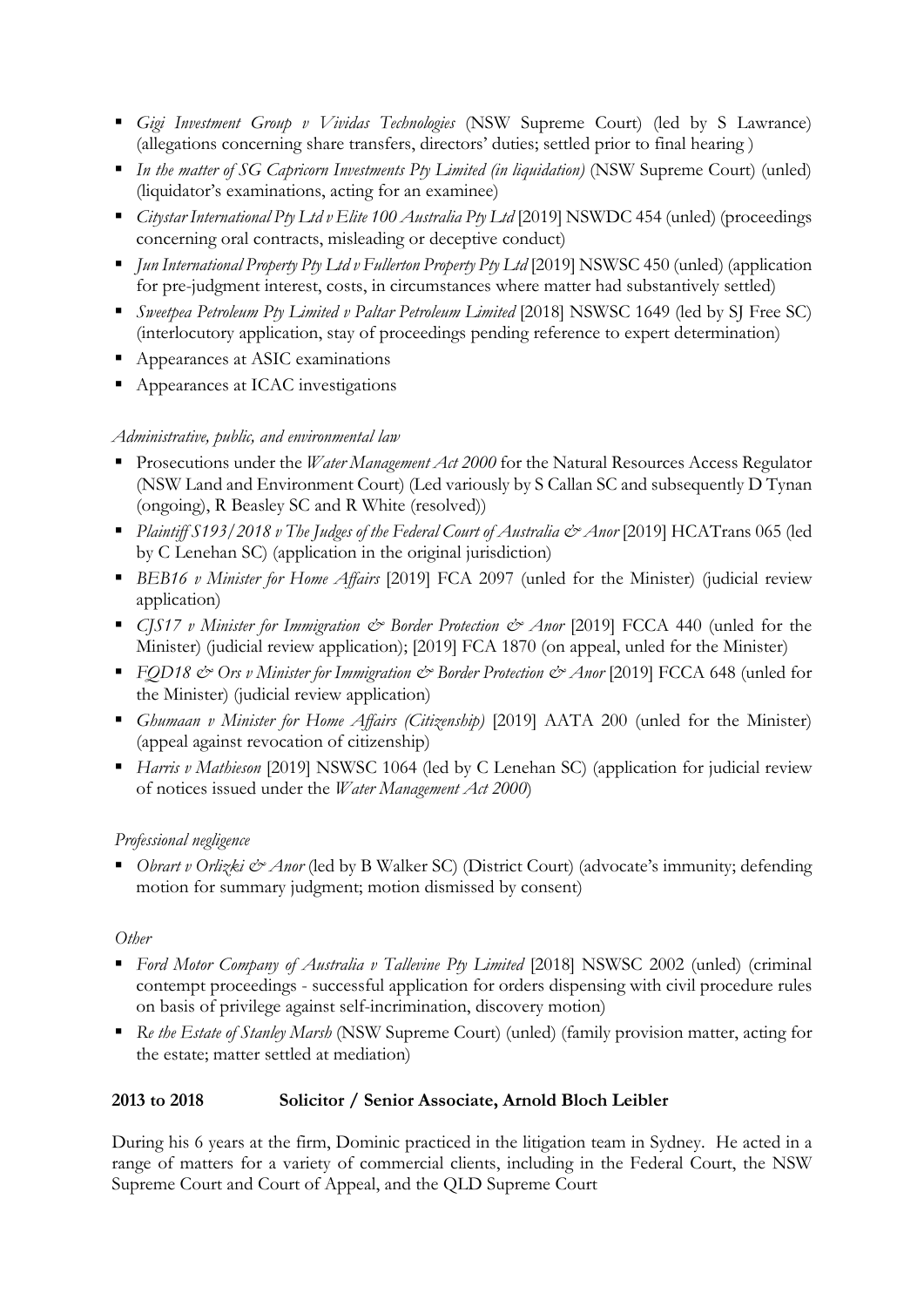- *Gigi Investment Group v Vividas Technologies* (NSW Supreme Court) (led by S Lawrance) (allegations concerning share transfers, directors' duties; settled prior to final hearing )
- *In the matter of SG Capricorn Investments Pty Limited (in liquidation)* (NSW Supreme Court) (unled) (liquidator's examinations, acting for an examinee)
- *Citystar International Pty Ltd v Elite 100 Australia Pty Ltd* [2019] NSWDC 454 (unled) (proceedings concerning oral contracts, misleading or deceptive conduct)
- *Jun International Property Pty Ltd v Fullerton Property Pty Ltd* [2019] NSWSC 450 (unled) (application for pre-judgment interest, costs, in circumstances where matter had substantively settled)
- *Sweetpea Petroleum Pty Limited v Paltar Petroleum Limited* [2018] NSWSC 1649 (led by SJ Free SC) (interlocutory application, stay of proceedings pending reference to expert determination)
- Appearances at ASIC examinations
- Appearances at ICAC investigations

*Administrative, public, and environmental law*

- Prosecutions under the *Water Management Act 2000* for the Natural Resources Access Regulator (NSW Land and Environment Court) (Led variously by S Callan SC and subsequently D Tynan (ongoing), R Beasley SC and R White (resolved))
- *Plaintiff S193/2018 v The Judges of the Federal Court of Australia & Anor* [2019] HCATrans 065 (led by C Lenehan SC) (application in the original jurisdiction)
- *BEB16 v Minister for Home Affairs* [2019] FCA 2097 (unled for the Minister) (judicial review application)
- *CJS17 v Minister for Immigration & Border Protection & Anor* [2019] FCCA 440 (unled for the Minister) (judicial review application); [2019] FCA 1870 (on appeal, unled for the Minister)
- *FQD18 & Ors v Minister for Immigration & Border Protection & Anor* [2019] FCCA 648 (unled for the Minister) (judicial review application)
- *Ghumaan v Minister for Home Affairs (Citizenship)* [2019] AATA 200 (unled for the Minister) (appeal against revocation of citizenship)
- *Harris v Mathieson* [2019] NSWSC 1064 (led by C Lenehan SC) (application for judicial review of notices issued under the *Water Management Act 2000*)

*Professional negligence*

- *Obrart v Orlizki & Anor* (led by B Walker SC) (District Court) (advocate's immunity; defending motion for summary judgment; motion dismissed by consent)

*Other*

- *Ford Motor Company of Australia v Tallevine Pty Limited* [2018] NSWSC 2002 (unled) (criminal contempt proceedings - successful application for orders dispensing with civil procedure rules on basis of privilege against self-incrimination, discovery motion)
- *Re the Estate of Stanley Marsh* (NSW Supreme Court) (unled) (family provision matter, acting for the estate; matter settled at mediation)

**2013 to 2018 Solicitor / Senior Associate, Arnold Bloch Leibler**

During his 6 years at the firm, Dominic practiced in the litigation team in Sydney. He acted in a range of matters for a variety of commercial clients, including in the Federal Court, the NSW Supreme Court and Court of Appeal, and the QLD Supreme Court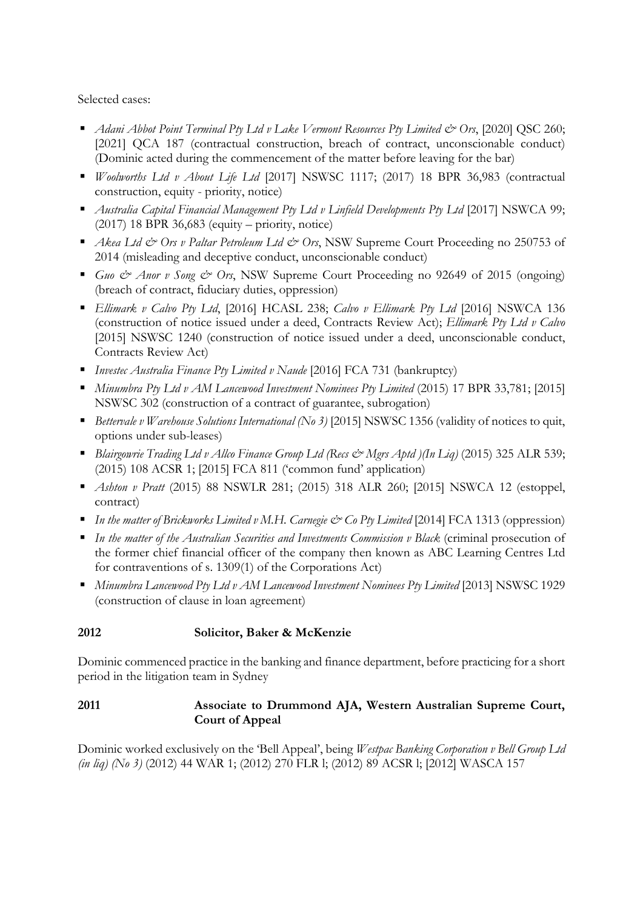Selected cases:

- *Adani Abbot Point Terminal Pty Ltd v Lake Vermont Resources Pty Limited & Ors*, [2020] QSC 260; [2021] QCA 187 (contractual construction, breach of contract, unconscionable conduct) (Dominic acted during the commencement of the matter before leaving for the bar)
- *Woolworths Ltd v About Life Ltd* [2017] NSWSC 1117; (2017) 18 BPR 36,983 (contractual construction, equity - priority, notice)
- *Australia Capital Financial Management Pty Ltd v Linfield Developments Pty Ltd* [2017] NSWCA 99; (2017) 18 BPR 36,683 (equity – priority, notice)
- *Akea Ltd & Ors v Paltar Petroleum Ltd & Ors*, NSW Supreme Court Proceeding no 250753 of 2014 (misleading and deceptive conduct, unconscionable conduct)
- *Guo & Anor v Song & Ors*, NSW Supreme Court Proceeding no 92649 of 2015 (ongoing) (breach of contract, fiduciary duties, oppression)
- *Ellimark v Calvo Pty Ltd*, [2016] HCASL 238; *Calvo v Ellimark Pty Ltd* [2016] NSWCA 136 (construction of notice issued under a deed, Contracts Review Act); *Ellimark Pty Ltd v Calvo* [2015] NSWSC 1240 (construction of notice issued under a deed, unconscionable conduct, Contracts Review Act)
- *Investec Australia Finance Pty Limited v Naude* [2016] FCA 731 (bankruptcy)
- *Minumbra Pty Ltd v AM Lancewood Investment Nominees Pty Limited* (2015) 17 BPR 33,781; [2015] NSWSC 302 (construction of a contract of guarantee, subrogation)
- *Bettervale v Warehouse Solutions International (No 3)* [2015] NSWSC 1356 (validity of notices to quit, options under sub-leases)
- *Blairgowrie Trading Ltd v Allco Finance Group Ltd (Recs & Mgrs Aptd )(In Liq)* (2015) 325 ALR 539; (2015) 108 ACSR 1; [2015] FCA 811 ('common fund' application)
- *Ashton v Pratt* (2015) 88 NSWLR 281; (2015) 318 ALR 260; [2015] NSWCA 12 (estoppel, contract)
- *In the matter of Brickworks Limited v M.H. Carnegie & Co Pty Limited* [2014] FCA 1313 (oppression)
- *In the matter of the Australian Securities and Investments Commission v Black* (criminal prosecution of the former chief financial officer of the company then known as ABC Learning Centres Ltd for contraventions of s. 1309(1) of the Corporations Act)
- *Minumbra Lancewood Pty Ltd v AM Lancewood Investment Nominees Pty Limited* [2013] NSWSC 1929 (construction of clause in loan agreement)

**2012 Solicitor, Baker & McKenzie**

Dominic commenced practice in the banking and finance department, before practicing for a short period in the litigation team in Sydney

**2011 Associate to Drummond AJA, Western Australian Supreme Court, Court of Appeal**

Dominic worked exclusively on the 'Bell Appeal', being *Westpac Banking Corporation v Bell Group Ltd (in liq) (No 3)* (2012) 44 WAR 1; (2012) 270 FLR l; (2012) 89 ACSR l; [2012] WASCA 157